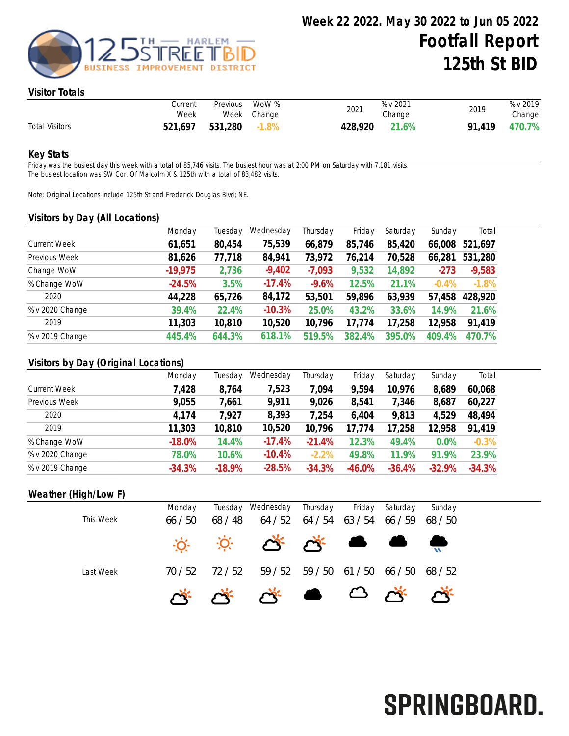# Week 22 2022. May 30 2022 to Jun 05 2022

# Footfall Report 125th St BID

## Visitor Totals

| | Current Week | Previous Week | WoW % Change | 2021 | % v 2021 Change | 2019 | % v 2019 Change |
|---|---|---|---|---|---|---|---|
| Total Visitors | 521,697 | 531,280 | -1.8% | 428,920 | 21.6% | 91,419 | 470.7% |

## Key Stats

Friday was the busiest day this week with a total of 85,746 visits. The busiest hour was at 2:00 PM on Saturday with 7,181 visits.
The busiest location was SW Cor. Of Malcolm X & 125th with a total of 83,482 visits.

Note: Original Locations include 125th St and Frederick Douglas Blvd; NE.

## Visitors by Day (All Locations)

| | Monday | Tuesday | Wednesday | Thursday | Friday | Saturday | Sunday | Total |
|---|---|---|---|---|---|---|---|---|
| Current Week | 61,651 | 80,454 | 75,539 | 66,879 | 85,746 | 85,420 | 66,008 | 521,697 |
| Previous Week | 81,626 | 77,718 | 84,941 | 73,972 | 76,214 | 70,528 | 66,281 | 531,280 |
| Change WoW | -19,975 | 2,736 | -9,402 | -7,093 | 9,532 | 14,892 | -273 | -9,583 |
| % Change WoW | -24.5% | 3.5% | -17.4% | -9.6% | 12.5% | 21.1% | -0.4% | -1.8% |
| 2020 | 44,228 | 65,726 | 84,172 | 53,501 | 59,896 | 63,939 | 57,458 | 428,920 |
| % v 2020 Change | 39.4% | 22.4% | -10.3% | 25.0% | 43.2% | 33.6% | 14.9% | 21.6% |
| 2019 | 11,303 | 10,810 | 10,520 | 10,796 | 17,774 | 17,258 | 12,958 | 91,419 |
| % v 2019 Change | 445.4% | 644.3% | 618.1% | 519.5% | 382.4% | 395.0% | 409.4% | 470.7% |

## Visitors by Day (Original Locations)

| | Monday | Tuesday | Wednesday | Thursday | Friday | Saturday | Sunday | Total |
|---|---|---|---|---|---|---|---|---|
| Current Week | 7,428 | 8,764 | 7,523 | 7,094 | 9,594 | 10,976 | 8,689 | 60,068 |
| Previous Week | 9,055 | 7,661 | 9,911 | 9,026 | 8,541 | 7,346 | 8,687 | 60,227 |
| 2020 | 4,174 | 7,927 | 8,393 | 7,254 | 6,404 | 9,813 | 4,529 | 48,494 |
| 2019 | 11,303 | 10,810 | 10,520 | 10,796 | 17,774 | 17,258 | 12,958 | 91,419 |
| % Change WoW | -18.0% | 14.4% | -17.4% | -21.4% | 12.3% | 49.4% | 0.0% | -0.3% |
| % v 2020 Change | 78.0% | 10.6% | -10.4% | -2.2% | 49.8% | 11.9% | 91.9% | 23.9% |
| % v 2019 Change | -34.3% | -18.9% | -28.5% | -34.3% | -46.0% | -36.4% | -32.9% | -34.3% |

## Weather (High/Low F)

| | Monday | Tuesday | Wednesday | Thursday | Friday | Saturday | Sunday |
|---|---|---|---|---|---|---|---|
| This Week | 66 / 50 | 68 / 48 | 64 / 52 | 64 / 54 | 63 / 54 | 66 / 59 | 68 / 50 |
| Last Week | 70 / 52 | 72 / 52 | 59 / 52 | 59 / 50 | 61 / 50 | 66 / 50 | 68 / 52 |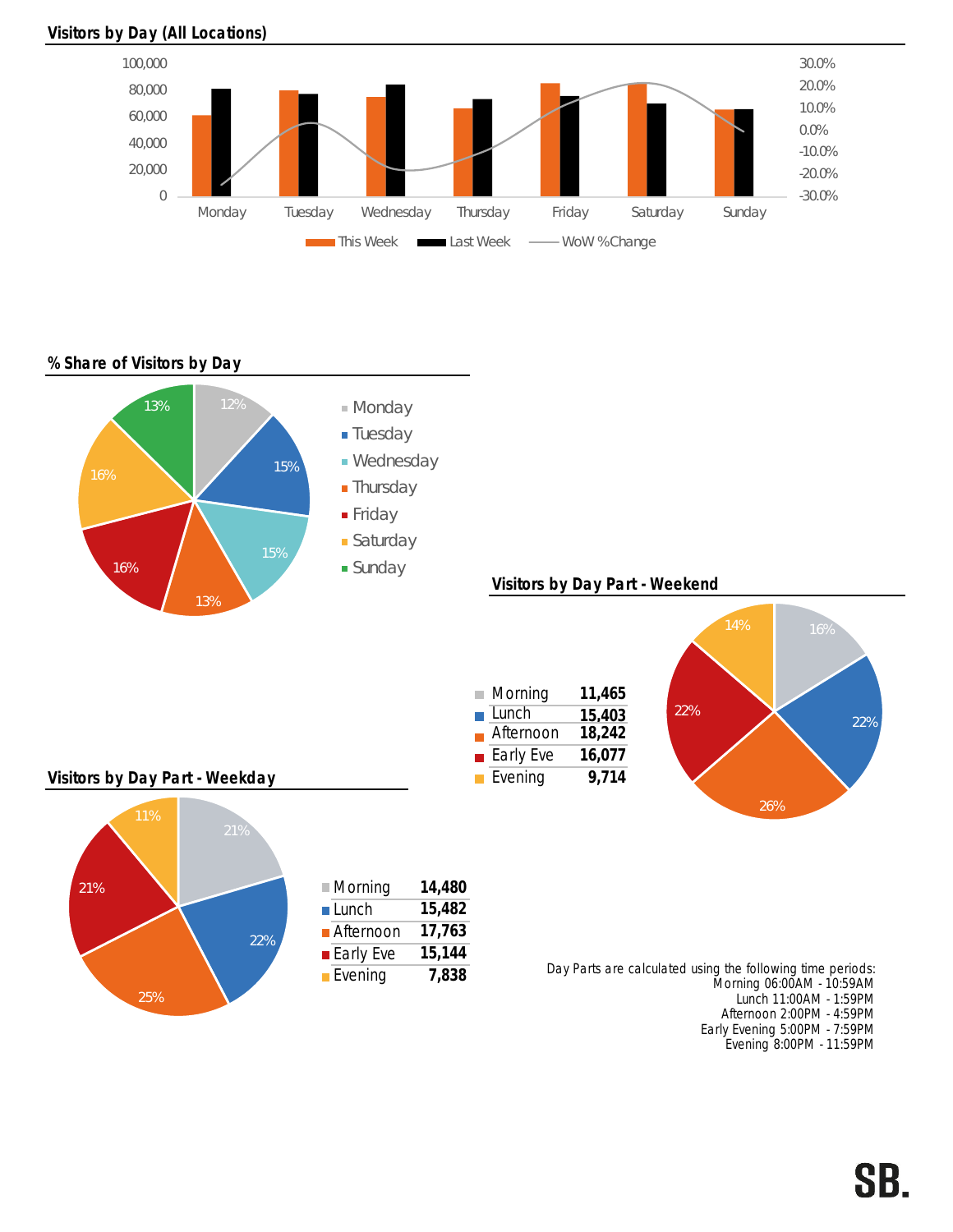## Visitors by Day (All Locations)

This Week | Last Week | WoW %Change

Monday, Tuesday, Wednesday, Thursday, Friday, Saturday, Sunday

## % Share of Visitors by Day

| Day | Share |
|---|---|
| Monday | 12% |
| Tuesday | 15% |
| Wednesday | 15% |
| Thursday | 13% |
| Friday | 16% |
| Saturday | 16% |
| Sunday | 13% |

## Visitors by Day Part - Weekend

| Day Part | Visitors | Share |
|---|---|---|
| Morning | 11,465 | 16% |
| Lunch | 15,403 | 22% |
| Afternoon | 18,242 | 26% |
| Early Eve | 16,077 | 22% |
| Evening | 9,714 | 14% |

## Visitors by Day Part - Weekday

| Day Part | Visitors | Share |
|---|---|---|
| Morning | 14,480 | 21% |
| Lunch | 15,482 | 22% |
| Afternoon | 17,763 | 25% |
| Early Eve | 15,144 | 21% |
| Evening | 7,838 | 11% |

Day Parts are calculated using the following time periods:
Morning 06:00AM - 10:59AM
Lunch 11:00AM - 1:59PM
Afternoon 2:00PM - 4:59PM
Early Evening 5:00PM - 7:59PM
Evening 8:00PM - 11:59PM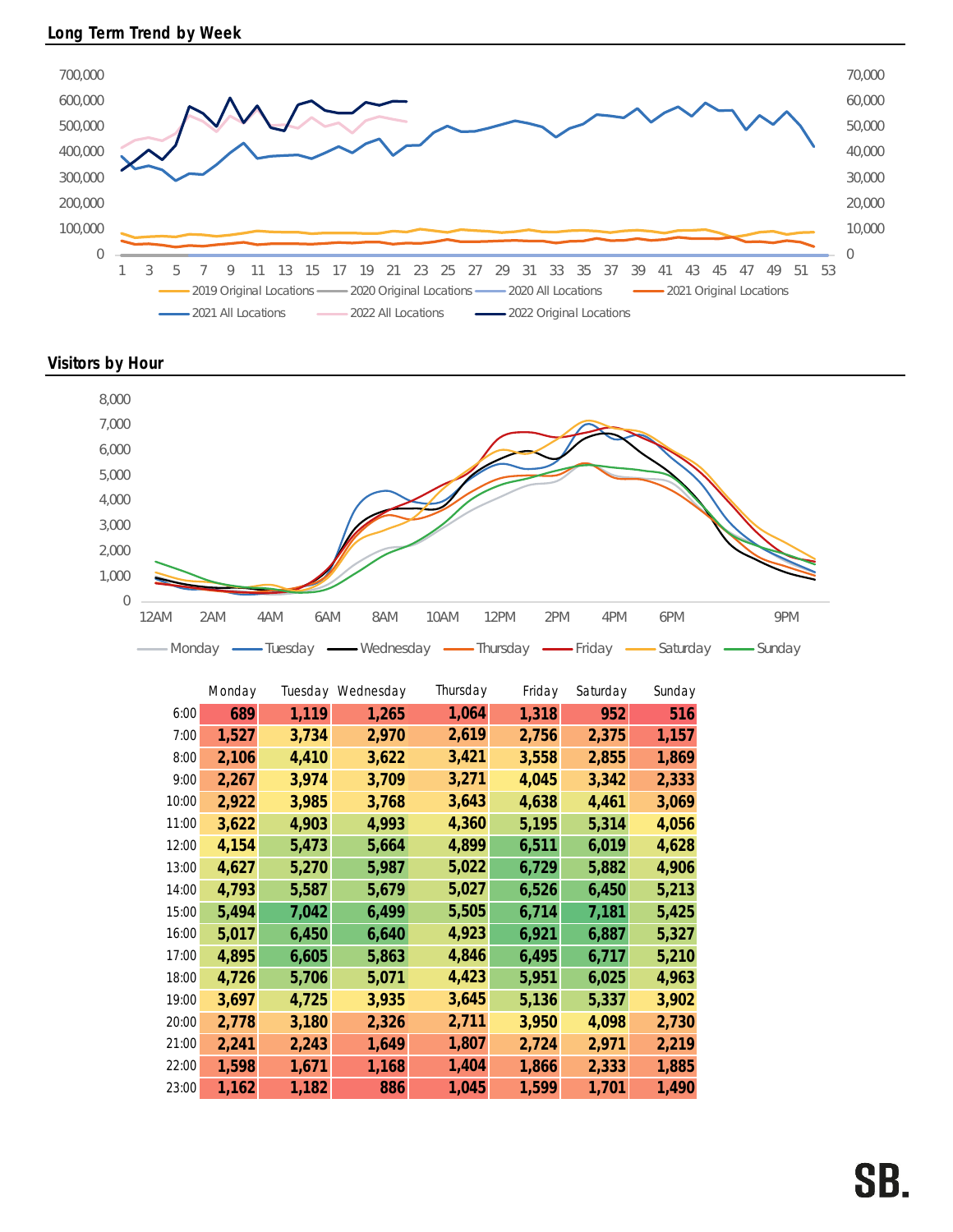## Long Term Trend by Week

700,000
600,000
500,000
400,000
300,000
200,000
100,000
0

70,000
60,000
50,000
40,000
30,000
20,000
10,000
0

1 3 5 7 9 11 13 15 17 19 21 23 25 27 29 31 33 35 37 39 41 43 45 47 49 51 53

2019 Original Locations, 2020 Original Locations, 2020 All Locations, 2021 Original Locations, 2021 All Locations, 2022 All Locations, 2022 Original Locations

## Visitors by Hour

8,000
7,000
6,000
5,000
4,000
3,000
2,000
1,000
0

12AM 2AM 4AM 6AM 8AM 10AM 12PM 2PM 4PM 6PM 9PM

Monday, Tuesday, Wednesday, Thursday, Friday, Saturday, Sunday

| | Monday | Tuesday | Wednesday | Thursday | Friday | Saturday | Sunday |
|---|---|---|---|---|---|---|---|
| 6:00 | 689 | 1,119 | 1,265 | 1,064 | 1,318 | 952 | 516 |
| 7:00 | 1,527 | 3,734 | 2,970 | 2,619 | 2,756 | 2,375 | 1,157 |
| 8:00 | 2,106 | 4,410 | 3,622 | 3,421 | 3,558 | 2,855 | 1,869 |
| 9:00 | 2,267 | 3,974 | 3,709 | 3,271 | 4,045 | 3,342 | 2,333 |
| 10:00 | 2,922 | 3,985 | 3,768 | 3,643 | 4,638 | 4,461 | 3,069 |
| 11:00 | 3,622 | 4,903 | 4,993 | 4,360 | 5,195 | 5,314 | 4,056 |
| 12:00 | 4,154 | 5,473 | 5,664 | 4,899 | 6,511 | 6,019 | 4,628 |
| 13:00 | 4,627 | 5,270 | 5,987 | 5,022 | 6,729 | 5,882 | 4,906 |
| 14:00 | 4,793 | 5,587 | 5,679 | 5,027 | 6,526 | 6,450 | 5,213 |
| 15:00 | 5,494 | 7,042 | 6,499 | 5,505 | 6,714 | 7,181 | 5,425 |
| 16:00 | 5,017 | 6,450 | 6,640 | 4,923 | 6,921 | 6,887 | 5,327 |
| 17:00 | 4,895 | 6,605 | 5,863 | 4,846 | 6,495 | 6,717 | 5,210 |
| 18:00 | 4,726 | 5,706 | 5,071 | 4,423 | 5,951 | 6,025 | 4,963 |
| 19:00 | 3,697 | 4,725 | 3,935 | 3,645 | 5,136 | 5,337 | 3,902 |
| 20:00 | 2,778 | 3,180 | 2,326 | 2,711 | 3,950 | 4,098 | 2,730 |
| 21:00 | 2,241 | 2,243 | 1,649 | 1,807 | 2,724 | 2,971 | 2,219 |
| 22:00 | 1,598 | 1,671 | 1,168 | 1,404 | 1,866 | 2,333 | 1,885 |
| 23:00 | 1,162 | 1,182 | 886 | 1,045 | 1,599 | 1,701 | 1,490 |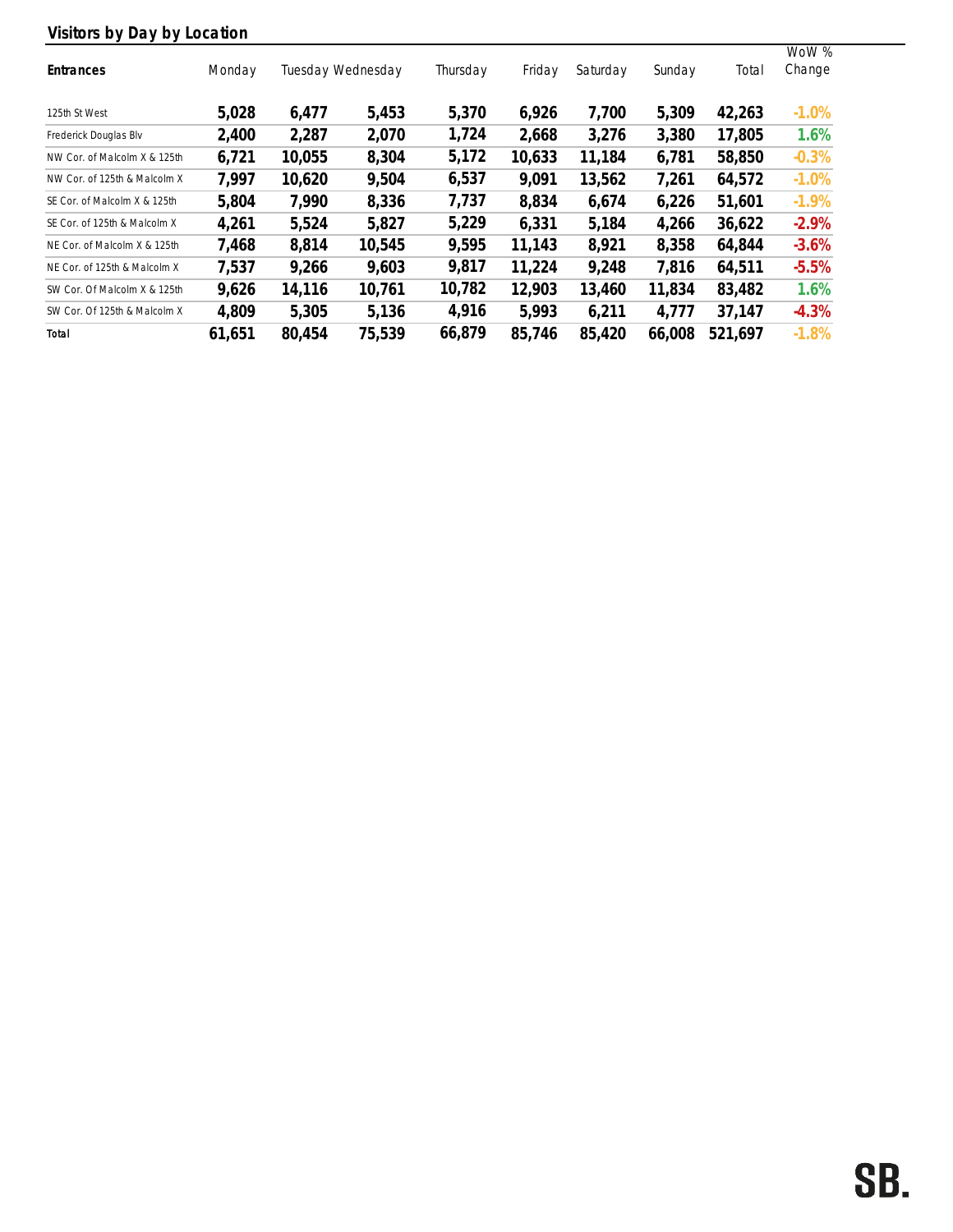## Visitors by Day by Location

| Entrances | Monday | Tuesday | Wednesday | Thursday | Friday | Saturday | Sunday | Total | WoW % Change |
|---|---|---|---|---|---|---|---|---|---|
| 125th St West | 5,028 | 6,477 | 5,453 | 5,370 | 6,926 | 7,700 | 5,309 | 42,263 | -1.0% |
| Frederick Douglas Blv | 2,400 | 2,287 | 2,070 | 1,724 | 2,668 | 3,276 | 3,380 | 17,805 | 1.6% |
| NW Cor. of Malcolm X & 125th | 6,721 | 10,055 | 8,304 | 5,172 | 10,633 | 11,184 | 6,781 | 58,850 | -0.3% |
| NW Cor. of 125th & Malcolm X | 7,997 | 10,620 | 9,504 | 6,537 | 9,091 | 13,562 | 7,261 | 64,572 | -1.0% |
| SE Cor. of Malcolm X & 125th | 5,804 | 7,990 | 8,336 | 7,737 | 8,834 | 6,674 | 6,226 | 51,601 | -1.9% |
| SE Cor. of 125th & Malcolm X | 4,261 | 5,524 | 5,827 | 5,229 | 6,331 | 5,184 | 4,266 | 36,622 | -2.9% |
| NE Cor. of Malcolm X & 125th | 7,468 | 8,814 | 10,545 | 9,595 | 11,143 | 8,921 | 8,358 | 64,844 | -3.6% |
| NE Cor. of 125th & Malcolm X | 7,537 | 9,266 | 9,603 | 9,817 | 11,224 | 9,248 | 7,816 | 64,511 | -5.5% |
| SW Cor. Of Malcolm X & 125th | 9,626 | 14,116 | 10,761 | 10,782 | 12,903 | 13,460 | 11,834 | 83,482 | 1.6% |
| SW Cor. Of 125th & Malcolm X | 4,809 | 5,305 | 5,136 | 4,916 | 5,993 | 6,211 | 4,777 | 37,147 | -4.3% |
| Total | 61,651 | 80,454 | 75,539 | 66,879 | 85,746 | 85,420 | 66,008 | 521,697 | -1.8% |